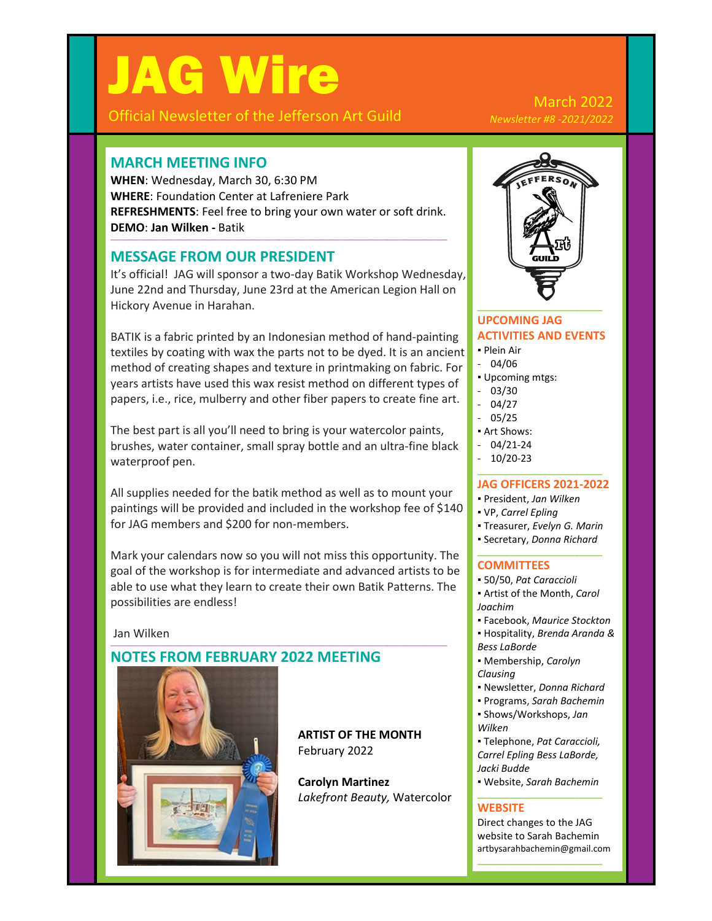# JAG Wire

Official Newsletter of the Jefferson Art Guild

March 2022

*Newsletter #8 -2021/2022*

## MARCH MEETING INFO

**WHEN**: Wednesday, March 30, 6:30 PM
**WHERE**: Foundation Center at Lafreniere Park
**REFRESHMENTS**: Feel free to bring your own water or soft drink.
**DEMO**: **Jan Wilken -** Batik

## MESSAGE FROM OUR PRESIDENT

It's official! JAG will sponsor a two-day Batik Workshop Wednesday, June 22nd and Thursday, June 23rd at the American Legion Hall on Hickory Avenue in Harahan.

BATIK is a fabric printed by an Indonesian method of hand-painting textiles by coating with wax the parts not to be dyed. It is an ancient method of creating shapes and texture in printmaking on fabric. For years artists have used this wax resist method on different types of papers, i.e., rice, mulberry and other fiber papers to create fine art.

The best part is all you'll need to bring is your watercolor paints, brushes, water container, small spray bottle and an ultra-fine black waterproof pen.

All supplies needed for the batik method as well as to mount your paintings will be provided and included in the workshop fee of $140 for JAG members and $200 for non-members.

Mark your calendars now so you will not miss this opportunity. The goal of the workshop is for intermediate and advanced artists to be able to use what they learn to create their own Batik Patterns. The possibilities are endless!

Jan Wilken

## NOTES FROM FEBRUARY 2022 MEETING

**ARTIST OF THE MONTH**
February 2022

**Carolyn Martinez**
*Lakefront Beauty,* Watercolor

### UPCOMING JAG ACTIVITIES AND EVENTS

- Plein Air
  - 04/06
- Upcoming mtgs:
  - 03/30
  - 04/27
  - 05/25
- Art Shows:
  - 04/21-24
  - 10/20-23

### JAG OFFICERS 2021-2022

- President, *Jan Wilken*
- VP, *Carrel Epling*
- Treasurer, *Evelyn G. Marin*
- Secretary, *Donna Richard*

### COMMITTEES

- 50/50, *Pat Caraccioli*
- Artist of the Month, *Carol Joachim*
- Facebook, *Maurice Stockton*
- Hospitality, *Brenda Aranda & Bess LaBorde*
- Membership, *Carolyn Clausing*
- Newsletter, *Donna Richard*
- Programs, *Sarah Bachemin*
- Shows/Workshops, *Jan Wilken*
- Telephone, *Pat Caraccioli, Carrel Epling Bess LaBorde, Jacki Budde*
- Website, *Sarah Bachemin*

### WEBSITE

Direct changes to the JAG website to Sarah Bachemin
artbysarahbachemin@gmail.com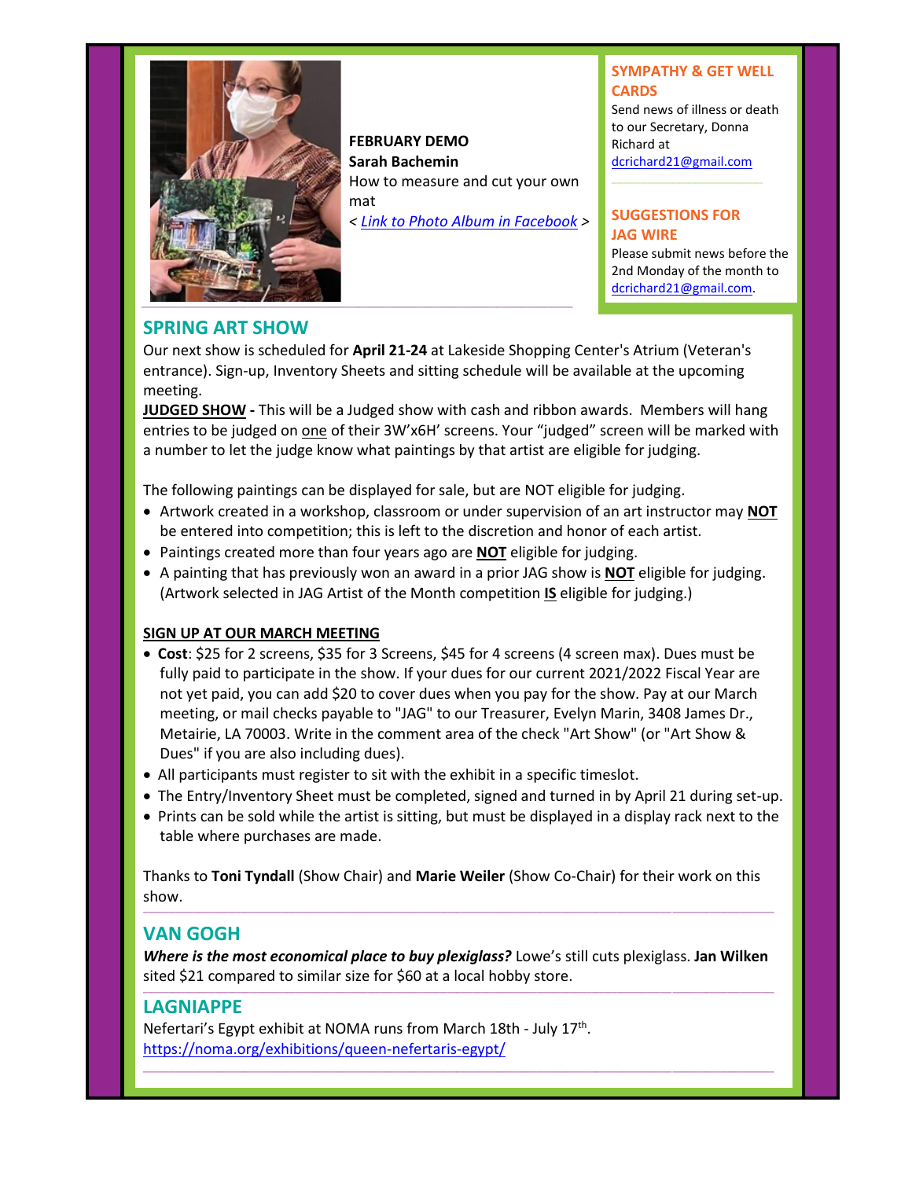**FEBRUARY DEMO**
**Sarah Bachemin**
How to measure and cut your own mat
< *Link to Photo Album in Facebook* >

### SYMPATHY & GET WELL CARDS

Send news of illness or death to our Secretary, Donna Richard at dcrichard21@gmail.com

### SUGGESTIONS FOR JAG WIRE

Please submit news before the 2nd Monday of the month to dcrichard21@gmail.com.

## SPRING ART SHOW

Our next show is scheduled for **April 21-24** at Lakeside Shopping Center's Atrium (Veteran's entrance). Sign-up, Inventory Sheets and sitting schedule will be available at the upcoming meeting.

**JUDGED SHOW -** This will be a Judged show with cash and ribbon awards. Members will hang entries to be judged on one of their 3W'x6H' screens. Your "judged" screen will be marked with a number to let the judge know what paintings by that artist are eligible for judging.

The following paintings can be displayed for sale, but are NOT eligible for judging.

- Artwork created in a workshop, classroom or under supervision of an art instructor may **NOT** be entered into competition; this is left to the discretion and honor of each artist.
- Paintings created more than four years ago are **NOT** eligible for judging.
- A painting that has previously won an award in a prior JAG show is **NOT** eligible for judging. (Artwork selected in JAG Artist of the Month competition **IS** eligible for judging.)

**SIGN UP AT OUR MARCH MEETING**

- **Cost**: $25 for 2 screens, $35 for 3 Screens, $45 for 4 screens (4 screen max). Dues must be fully paid to participate in the show. If your dues for our current 2021/2022 Fiscal Year are not yet paid, you can add $20 to cover dues when you pay for the show. Pay at our March meeting, or mail checks payable to "JAG" to our Treasurer, Evelyn Marin, 3408 James Dr., Metairie, LA 70003. Write in the comment area of the check "Art Show" (or "Art Show & Dues" if you are also including dues).
- All participants must register to sit with the exhibit in a specific timeslot.
- The Entry/Inventory Sheet must be completed, signed and turned in by April 21 during set-up.
- Prints can be sold while the artist is sitting, but must be displayed in a display rack next to the table where purchases are made.

Thanks to **Toni Tyndall** (Show Chair) and **Marie Weiler** (Show Co-Chair) for their work on this show.

## VAN GOGH

***Where is the most economical place to buy plexiglass?*** Lowe's still cuts plexiglass. **Jan Wilken** sited $21 compared to similar size for $60 at a local hobby store.

## LAGNIAPPE

Nefertari's Egypt exhibit at NOMA runs from March 18th - July 17th.
https://noma.org/exhibitions/queen-nefertaris-egypt/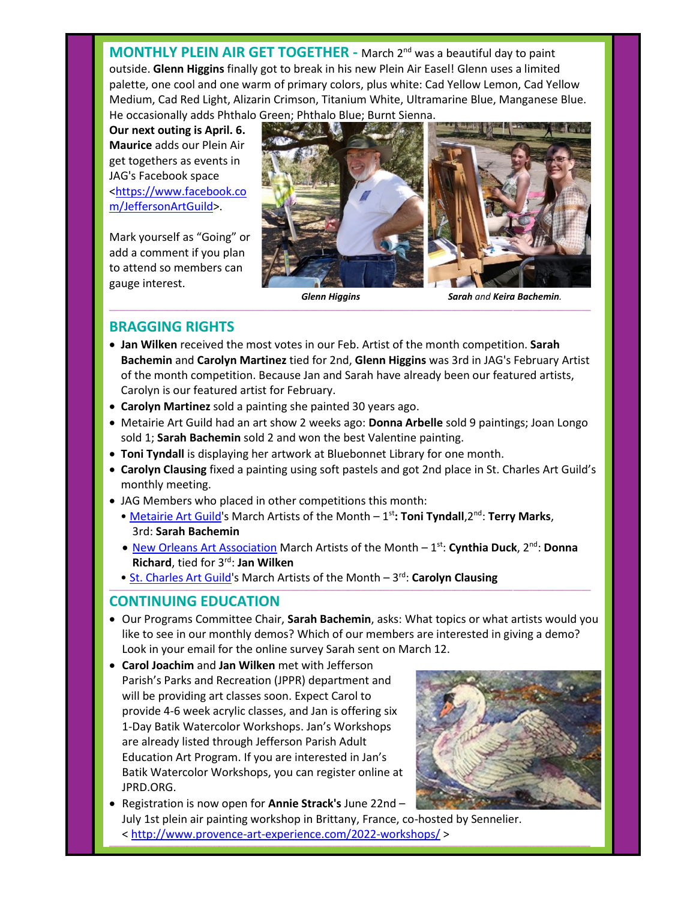## MONTHLY PLEIN AIR GET TOGETHER -

March 2nd was a beautiful day to paint outside. **Glenn Higgins** finally got to break in his new Plein Air Easel! Glenn uses a limited palette, one cool and one warm of primary colors, plus white: Cad Yellow Lemon, Cad Yellow Medium, Cad Red Light, Alizarin Crimson, Titanium White, Ultramarine Blue, Manganese Blue. He occasionally adds Phthalo Green; Phthalo Blue; Burnt Sienna.

**Our next outing is April. 6.** **Maurice** adds our Plein Air get togethers as events in JAG's Facebook space <https://www.facebook.com/JeffersonArtGuild>.

Mark yourself as "Going" or add a comment if you plan to attend so members can gauge interest.

***Glenn Higgins***

***Sarah** and **Keira Bachemin**.*

## BRAGGING RIGHTS

- **Jan Wilken** received the most votes in our Feb. Artist of the month competition. **Sarah Bachemin** and **Carolyn Martinez** tied for 2nd, **Glenn Higgins** was 3rd in JAG's February Artist of the month competition. Because Jan and Sarah have already been our featured artists, Carolyn is our featured artist for February.
- **Carolyn Martinez** sold a painting she painted 30 years ago.
- Metairie Art Guild had an art show 2 weeks ago: **Donna Arbelle** sold 9 paintings; Joan Longo sold 1; **Sarah Bachemin** sold 2 and won the best Valentine painting.
- **Toni Tyndall** is displaying her artwork at Bluebonnet Library for one month.
- **Carolyn Clausing** fixed a painting using soft pastels and got 2nd place in St. Charles Art Guild's monthly meeting.
- JAG Members who placed in other competitions this month:
  - Metairie Art Guild's March Artists of the Month – 1st**: Toni Tyndall**,2nd: **Terry Marks**, 3rd: **Sarah Bachemin**
  - New Orleans Art Association March Artists of the Month – 1st: **Cynthia Duck**, 2nd: **Donna Richard**, tied for 3rd: **Jan Wilken**
  - St. Charles Art Guild's March Artists of the Month – 3rd: **Carolyn Clausing**

## CONTINUING EDUCATION

- Our Programs Committee Chair, **Sarah Bachemin**, asks: What topics or what artists would you like to see in our monthly demos? Which of our members are interested in giving a demo? Look in your email for the online survey Sarah sent on March 12.
- **Carol Joachim** and **Jan Wilken** met with Jefferson Parish's Parks and Recreation (JPPR) department and will be providing art classes soon. Expect Carol to provide 4-6 week acrylic classes, and Jan is offering six 1-Day Batik Watercolor Workshops. Jan's Workshops are already listed through Jefferson Parish Adult Education Art Program. If you are interested in Jan's Batik Watercolor Workshops, you can register online at JPRD.ORG.
- Registration is now open for **Annie Strack's** June 22nd – July 1st plein air painting workshop in Brittany, France, co-hosted by Sennelier. < http://www.provence-art-experience.com/2022-workshops/ >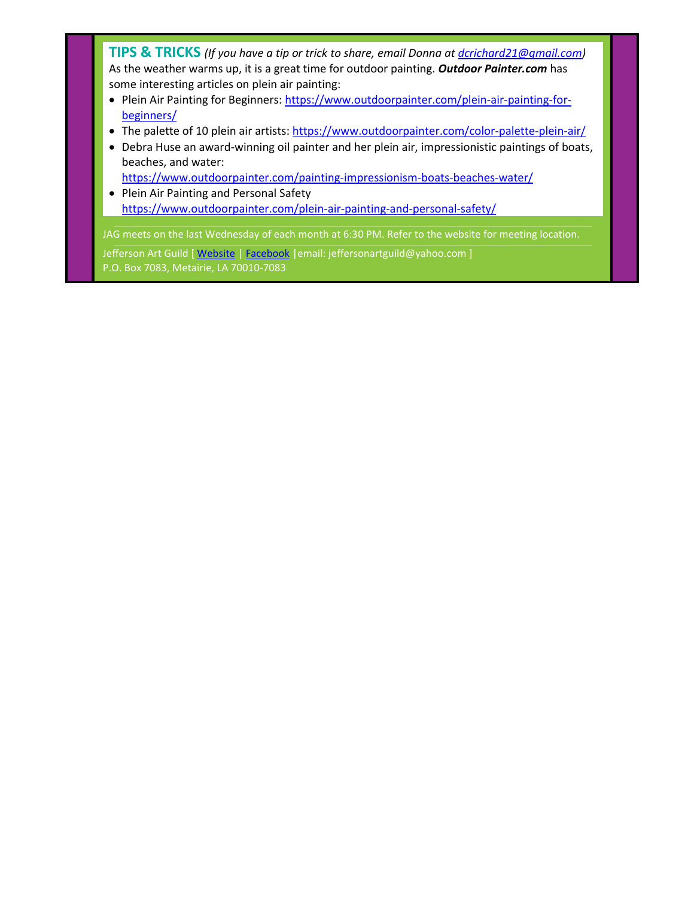## TIPS & TRICKS

*(If you have a tip or trick to share, email Donna at dcrichard21@gmail.com)*

As the weather warms up, it is a great time for outdoor painting. ***Outdoor Painter.com*** has some interesting articles on plein air painting:

- Plein Air Painting for Beginners: https://www.outdoorpainter.com/plein-air-painting-for-beginners/
- The palette of 10 plein air artists: https://www.outdoorpainter.com/color-palette-plein-air/
- Debra Huse an award-winning oil painter and her plein air, impressionistic paintings of boats, beaches, and water: https://www.outdoorpainter.com/painting-impressionism-boats-beaches-water/
- Plein Air Painting and Personal Safety https://www.outdoorpainter.com/plein-air-painting-and-personal-safety/

---

JAG meets on the last Wednesday of each month at 6:30 PM. Refer to the website for meeting location.

---

Jefferson Art Guild [ Website | Facebook |email: jeffersonartguild@yahoo.com ]
P.O. Box 7083, Metairie, LA 70010-7083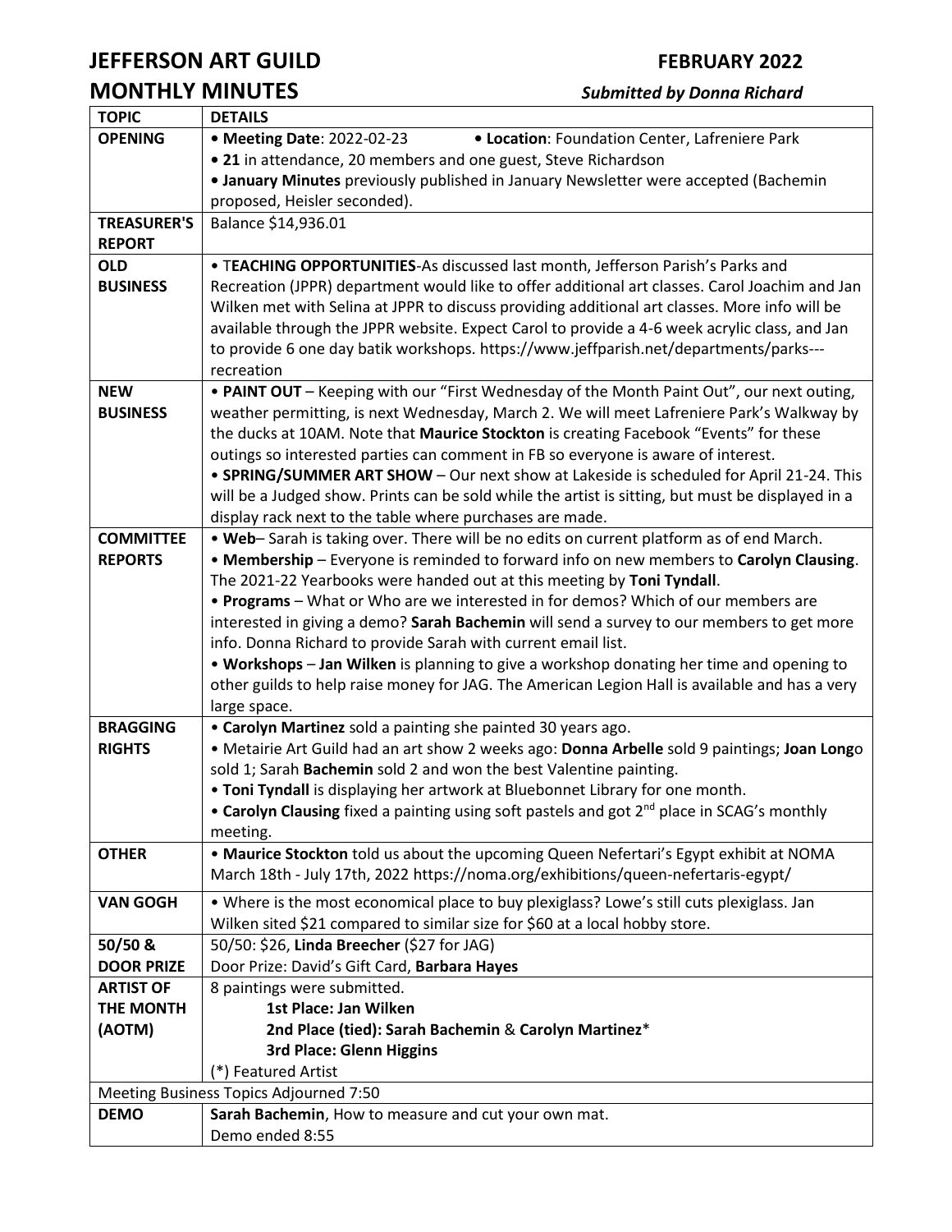# JEFFERSON ART GUILD — FEBRUARY 2022

## MONTHLY MINUTES

*Submitted by Donna Richard*

| TOPIC | DETAILS |
| --- | --- |
| OPENING | • **Meeting Date**: 2022-02-23 • **Location**: Foundation Center, Lafreniere Park<br>• **21** in attendance, 20 members and one guest, Steve Richardson<br>• **January Minutes** previously published in January Newsletter were accepted (Bachemin proposed, Heisler seconded). |
| TREASURER'S REPORT | Balance $14,936.01 |
| OLD BUSINESS | • T**EACHING OPPORTUNITIES**-As discussed last month, Jefferson Parish's Parks and Recreation (JPPR) department would like to offer additional art classes. Carol Joachim and Jan Wilken met with Selina at JPPR to discuss providing additional art classes. More info will be available through the JPPR website. Expect Carol to provide a 4-6 week acrylic class, and Jan to provide 6 one day batik workshops. https://www.jeffparish.net/departments/parks---recreation |
| NEW BUSINESS | • **PAINT OUT** – Keeping with our "First Wednesday of the Month Paint Out", our next outing, weather permitting, is next Wednesday, March 2. We will meet Lafreniere Park's Walkway by the ducks at 10AM. Note that **Maurice Stockton** is creating Facebook "Events" for these outings so interested parties can comment in FB so everyone is aware of interest.<br>• **SPRING/SUMMER ART SHOW** – Our next show at Lakeside is scheduled for April 21-24. This will be a Judged show. Prints can be sold while the artist is sitting, but must be displayed in a display rack next to the table where purchases are made. |
| COMMITTEE REPORTS | • **Web**– Sarah is taking over. There will be no edits on current platform as of end March.<br>• **Membership** – Everyone is reminded to forward info on new members to **Carolyn Clausing**. The 2021-22 Yearbooks were handed out at this meeting by **Toni Tyndall**.<br>• **Programs** – What or Who are we interested in for demos? Which of our members are interested in giving a demo? **Sarah Bachemin** will send a survey to our members to get more info. Donna Richard to provide Sarah with current email list.<br>• **Workshops** – **Jan Wilken** is planning to give a workshop donating her time and opening to other guilds to help raise money for JAG. The American Legion Hall is available and has a very large space. |
| BRAGGING RIGHTS | • **Carolyn Martinez** sold a painting she painted 30 years ago.<br>• Metairie Art Guild had an art show 2 weeks ago: **Donna Arbelle** sold 9 paintings; **Joan Long**o sold 1; Sarah **Bachemin** sold 2 and won the best Valentine painting.<br>• **Toni Tyndall** is displaying her artwork at Bluebonnet Library for one month.<br>• **Carolyn Clausing** fixed a painting using soft pastels and got 2nd place in SCAG's monthly meeting. |
| OTHER | • **Maurice Stockton** told us about the upcoming Queen Nefertari's Egypt exhibit at NOMA March 18th - July 17th, 2022 https://noma.org/exhibitions/queen-nefertaris-egypt/ |
| VAN GOGH | • Where is the most economical place to buy plexiglass? Lowe's still cuts plexiglass. Jan Wilken sited $21 compared to similar size for $60 at a local hobby store. |
| 50/50 & DOOR PRIZE | 50/50: $26, **Linda Breecher** ($27 for JAG)<br>Door Prize: David's Gift Card, **Barbara Hayes** |
| ARTIST OF THE MONTH (AOTM) | 8 paintings were submitted.<br>**1st Place: Jan Wilken**<br>**2nd Place (tied): Sarah Bachemin** & **Carolyn Martinez***<br>**3rd Place: Glenn Higgins**<br>(*) Featured Artist |
| Meeting Business Topics Adjourned 7:50 | |
| DEMO | **Sarah Bachemin**, How to measure and cut your own mat.<br>Demo ended 8:55 |